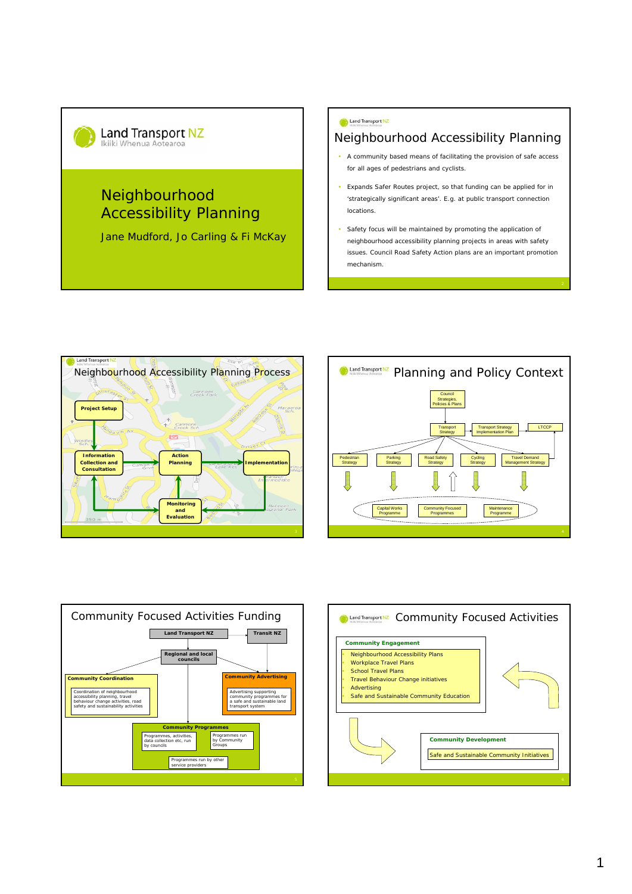# Neighbourhood Accessibility Planning

Jane Mudford, Jo Carling & Fi McKay

## Neighbourhood Accessibility Planning

- A community based means of facilitating the provision of safe access for all ages of pedestrians and cyclists.
- Expands Safer Routes project, so that funding can be applied for in 'strategically significant areas'. E.g. at public transport connection locations.
- Safety focus will be maintained by promoting the application of neighbourhood accessibility planning projects in areas with safety issues. Council Road Safety Action plans are an important promotion mechanism.

## Neighbourhood Accessibility Planning Process

- Project Setup
- Information Collection and Consultation
- Action Planning
- Implementation
- Monitoring and Evaluation

## Planning and Policy Context

- Council Strategies, Policies & Plans
- Transport Strategy
- Transport Strategy Implementation Plan
- LTCCP
- Pedestrian Strategy
- Parking Strategy
- Road Safety Strategy
- Cycling Strategy
- Travel Demand Management Strategy
- Capital Works Programme
- Community Focused Programmes
- Maintenance Programme

## Community Focused Activities Funding

- Land Transport NZ
- Transit NZ
- Regional and local councils
- **Community Coordination**: Coordination of neighbourhood accessibility planning, travel behaviour change activities, road safety and sustainability activities
- **Community Advertising**: Advertising supporting community programmes for a safe and sustainable land transport system
- **Community Programmes**:
  - Programmes, activities, data collection etc, run by councils
  - Programmes run by Community Groups
  - Programmes run by other service providers

## Community Focused Activities

**Community Engagement**

- Neighbourhood Accessibility Plans
- Workplace Travel Plans
- School Travel Plans
- Travel Behaviour Change initiatives
- Advertising
- Safe and Sustainable Community Education

**Community Development**

- Safe and Sustainable Community Initiatives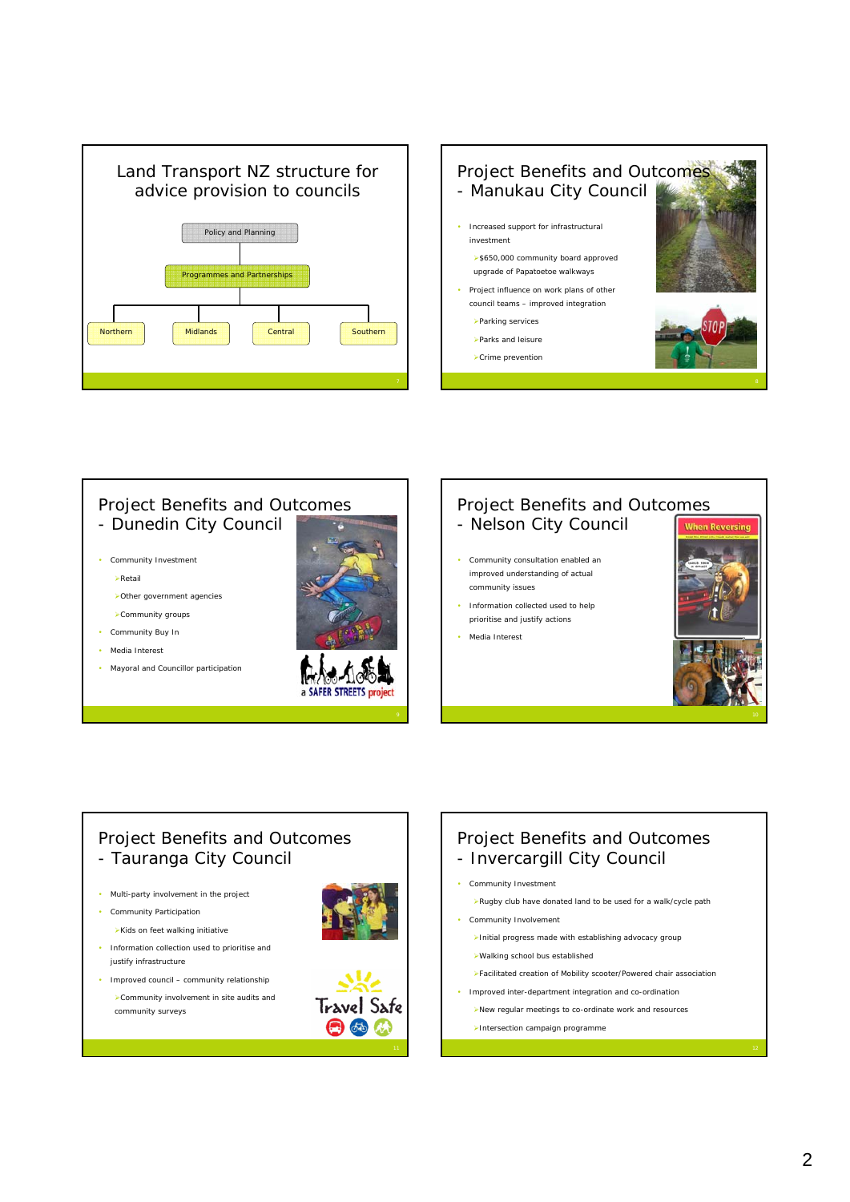## Land Transport NZ structure for advice provision to councils

- Policy and Planning
  - Programmes and Partnerships
    - Northern
    - Midlands
    - Central
    - Southern

## Project Benefits and Outcomes - Manukau City Council

- Increased support for infrastructural investment
  - $650,000 community board approved upgrade of Papatoetoe walkways
- Project influence on work plans of other council teams – improved integration
  - Parking services
  - Parks and leisure
  - Crime prevention

## Project Benefits and Outcomes - Dunedin City Council

- Community Investment
  - Retail
  - Other government agencies
  - Community groups
- Community Buy In
- Media Interest
- Mayoral and Councillor participation

a SAFER STREETS project

## Project Benefits and Outcomes - Nelson City Council

- Community consultation enabled an improved understanding of actual community issues
- Information collected used to help prioritise and justify actions
- Media Interest

When Reversing

## Project Benefits and Outcomes - Tauranga City Council

- Multi-party involvement in the project
- Community Participation
  - Kids on feet walking initiative
- Information collection used to prioritise and justify infrastructure
- Improved council – community relationship
  - Community involvement in site audits and community surveys

Travel Safe

## Project Benefits and Outcomes - Invercargill City Council

- Community Investment
  - Rugby club have donated land to be used for a walk/cycle path
- Community Involvement
  - Initial progress made with establishing advocacy group
  - Walking school bus established
  - Facilitated creation of Mobility scooter/Powered chair association
- Improved inter-department integration and co-ordination
  - New regular meetings to co-ordinate work and resources
  - Intersection campaign programme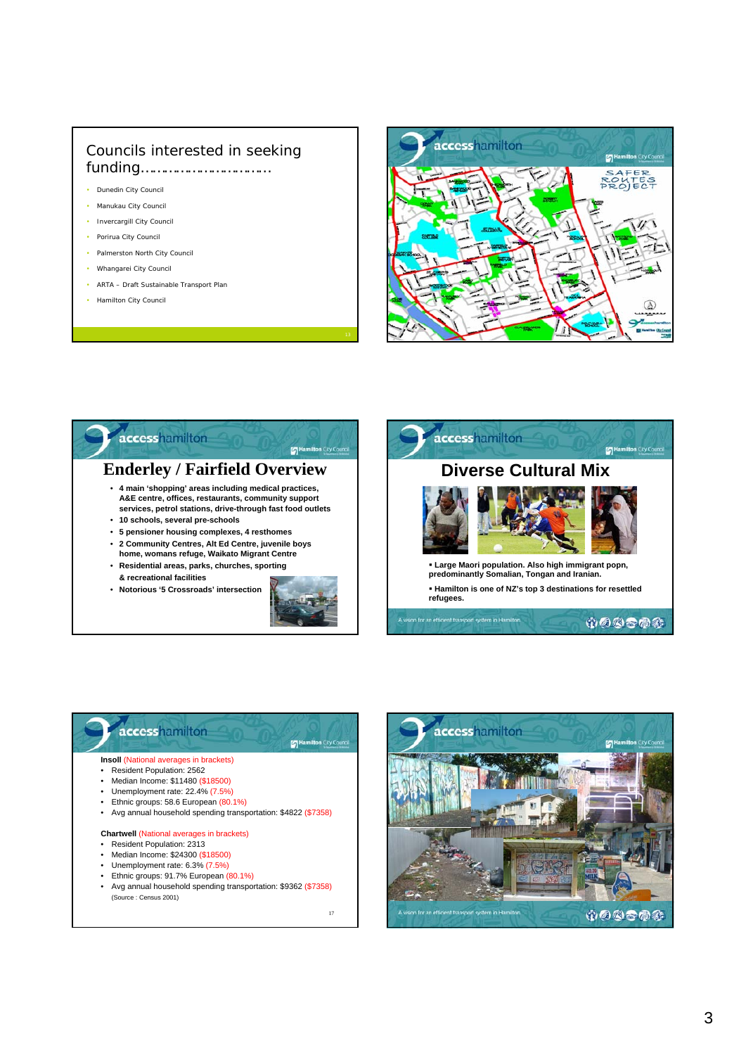## Councils interested in seeking funding……………………………

- Dunedin City Council
- Manukau City Council
- Invercargill City Council
- Porirua City Council
- Palmerston North City Council
- Whangarei City Council
- ARTA – Draft Sustainable Transport Plan
- Hamilton City Council

## Enderley / Fairfield Overview

- **4 main 'shopping' areas including medical practices, A&E centre, offices, restaurants, community support services, petrol stations, drive-through fast food outlets**
- **10 schools, several pre-schools**
- **5 pensioner housing complexes, 4 resthomes**
- **2 Community Centres, Alt Ed Centre, juvenile boys home, womans refuge, Waikato Migrant Centre**
- **Residential areas, parks, churches, sporting & recreational facilities**
- **Notorious '5 Crossroads' intersection**

## Diverse Cultural Mix

- **Large Maori population. Also high immigrant popn, predominantly Somalian, Tongan and Iranian.**
- **Hamilton is one of NZ's top 3 destinations for resettled refugees.**

**Insoll** (National averages in brackets)

- Resident Population: 2562
- Median Income: $11480 ($18500)
- Unemployment rate: 22.4% (7.5%)
- Ethnic groups: 58.6 European (80.1%)
- Avg annual household spending transportation: $4822 ($7358)

**Chartwell** (National averages in brackets)

- Resident Population: 2313
- Median Income: $24300 ($18500)
- Unemployment rate: 6.3% (7.5%)
- Ethnic groups: 91.7% European (80.1%)
- Avg annual household spending transportation: $9362 ($7358)

(Source : Census 2001)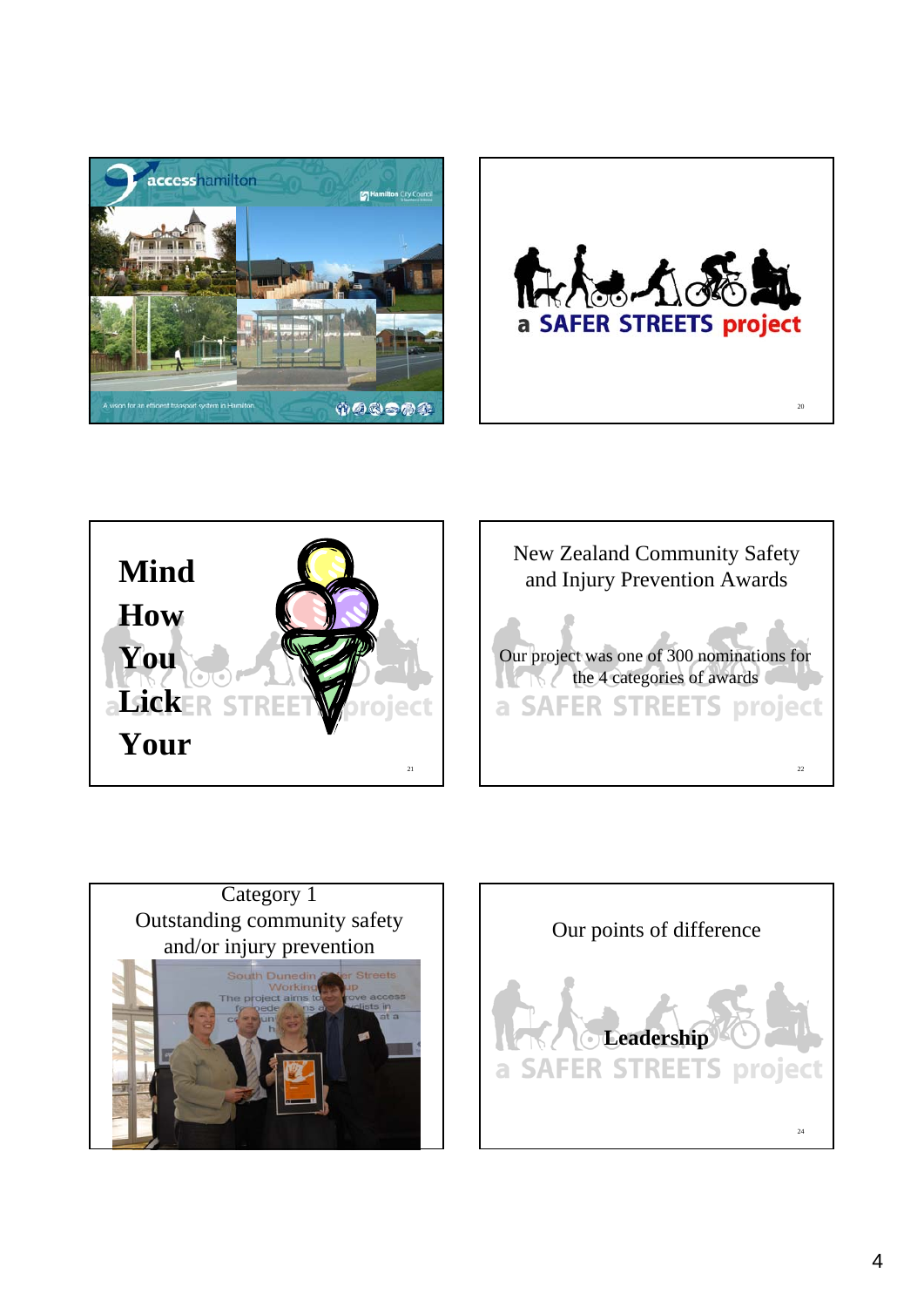accesshamilton

Hamilton City Council

A vision for an efficient transport system in Hamilton

a SAFER STREETS project

Mind

How

You

Lick

Your

New Zealand Community Safety and Injury Prevention Awards

Our project was one of 300 nominations for the 4 categories of awards

Category 1
Outstanding community safety and/or injury prevention

Our points of difference

**Leadership**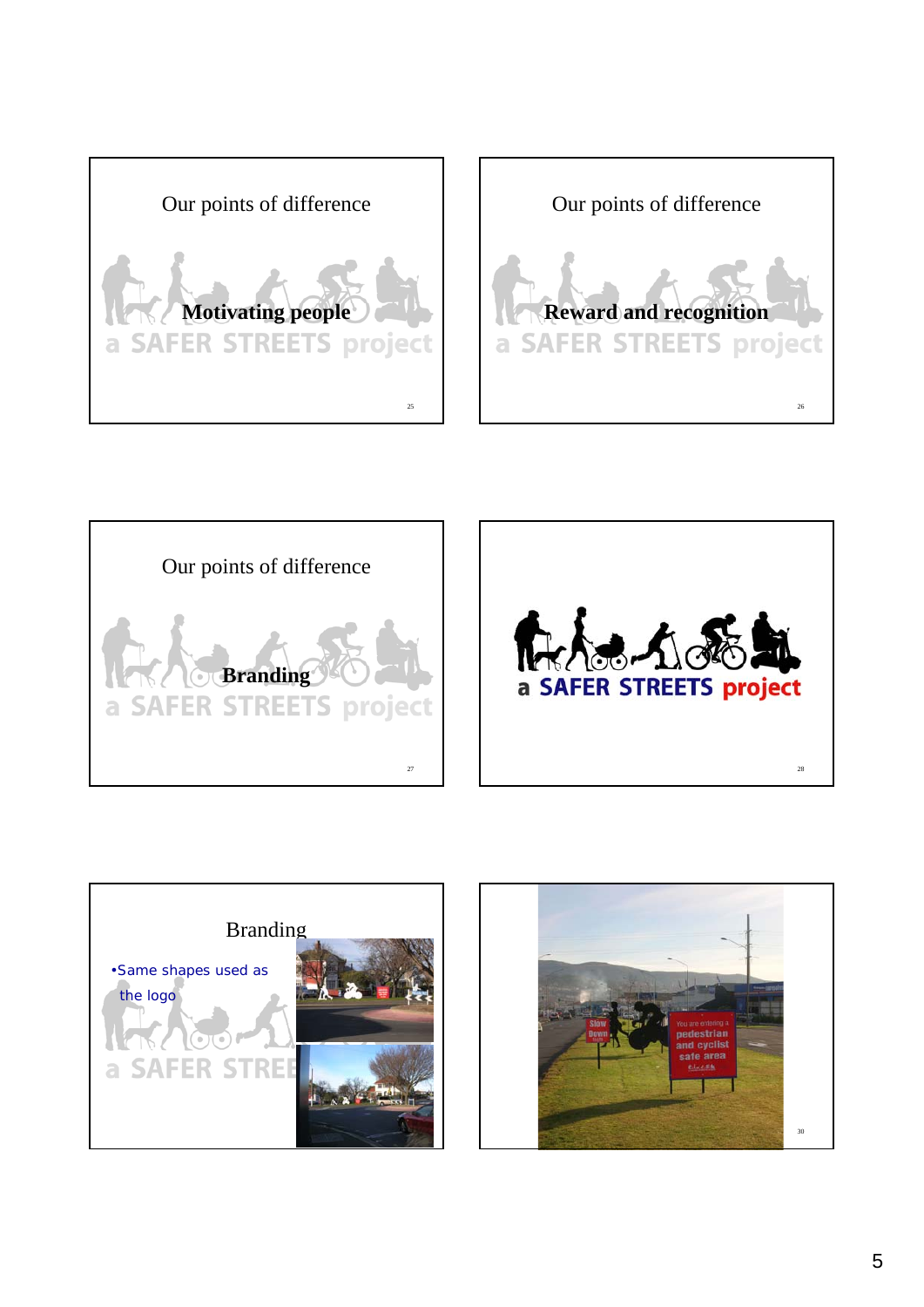## Our points of difference

**Motivating people**

a SAFER STREETS project

## Our points of difference

**Reward and recognition**

a SAFER STREETS project

## Our points of difference

**Branding**

a SAFER STREETS project

a SAFER STREETS project

## Branding

- Same shapes used as the logo

a SAFER STREETS project

Slow Down

You are entering a pedestrian and cyclist safe area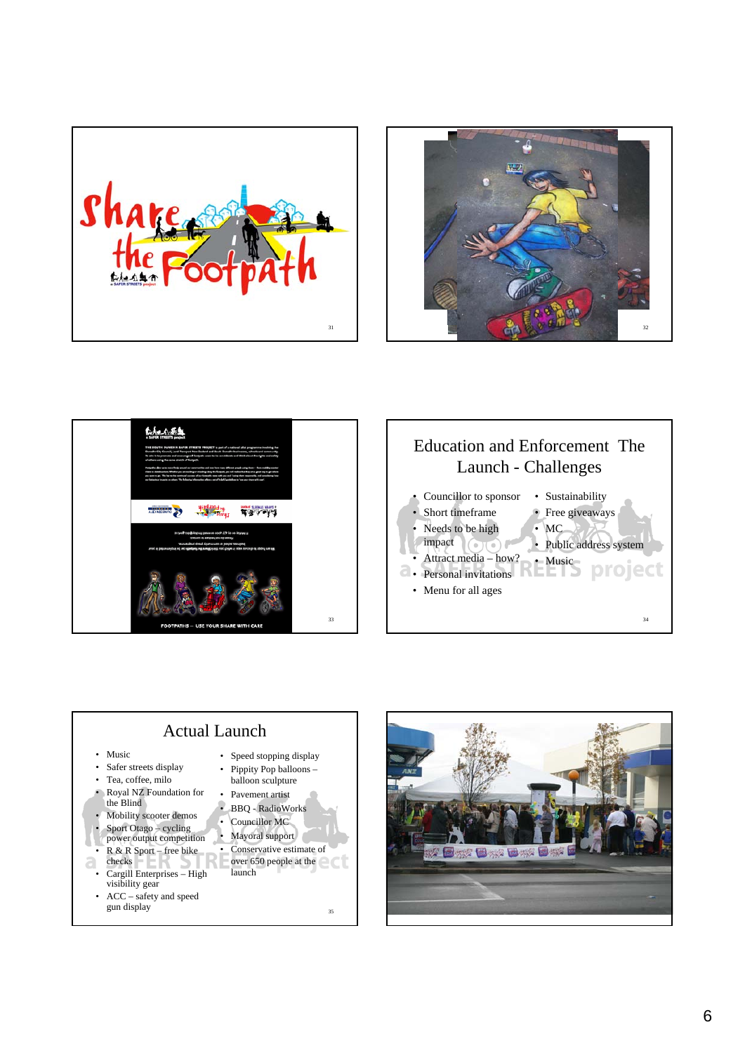## Education and Enforcement The Launch - Challenges

- Councillor to sponsor
- Short timeframe
- Needs to be high impact
- Attract media – how?
- Personal invitations
- Menu for all ages
- Sustainability
- Free giveaways
- MC
- Public address system
- Music

## Actual Launch

- Music
- Safer streets display
- Tea, coffee, milo
- Royal NZ Foundation for the Blind
- Mobility scooter demos
- Sport Otago – cycling power output competition
- R & R Sport – free bike checks
- Cargill Enterprises – High visibility gear
- ACC – safety and speed gun display
- Speed stopping display
- Pippity Pop balloons – balloon sculpture
- Pavement artist
- BBQ - RadioWorks
- Councillor MC
- Mayoral support
- Conservative estimate of over 650 people at the launch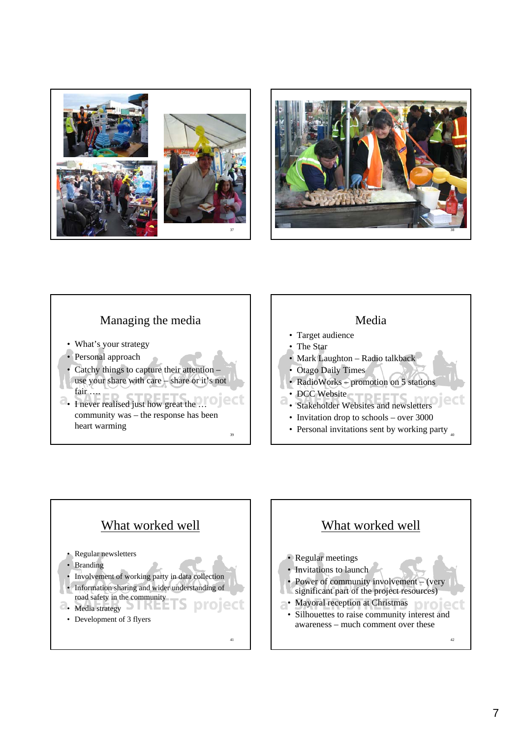## Managing the media

- What's your strategy
- Personal approach
- Catchy things to capture their attention – use your share with care – share or it's not fair ….
- I never realised just how great the … community was – the response has been heart warming

## Media

- Target audience
- The Star
- Mark Laughton – Radio talkback
- Otago Daily Times
- RadioWorks – promotion on 5 stations
- DCC Website
- Stakeholder Websites and newsletters
- Invitation drop to schools – over 3000
- Personal invitations sent by working party

## What worked well

- Regular newsletters
- Branding
- Involvement of working party in data collection
- Information sharing and wider understanding of road safety in the community
- Media strategy
- Development of 3 flyers

## What worked well

- Regular meetings
- Invitations to launch
- Power of community involvement – (very significant part of the project resources)
- Mayoral reception at Christmas
- Silhouettes to raise community interest and awareness – much comment over these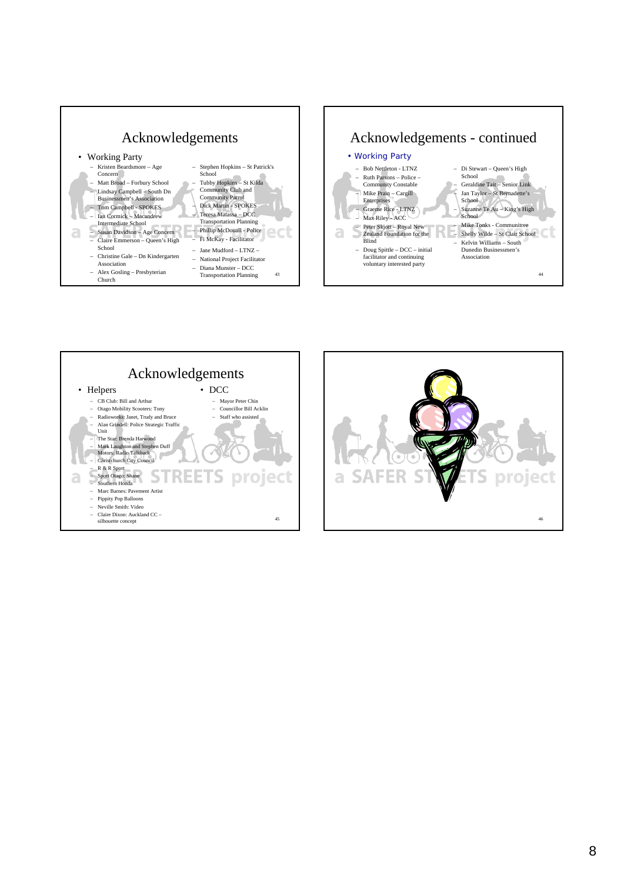# Acknowledgements

- Working Party
  - Kristen Beardsmore – Age Concern
  - Matt Broad – Forbury School
  - Lindsay Campbell – South Dn Businessmen's Association
  - Tom Campbell - SPOKES
  - Ian Cormick – Macandrew Intermediate School
  - Susan Davidson – Age Concern
  - Claire Emmerson – Queen's High School
  - Christine Gale – Dn Kindergarten Association
  - Alex Gosling – Presbyterian Church
  - Stephen Hopkins – St Patrick's School
  - Tubby Hopkins – St Kilda Community Club and Community Patrol
  - Dick Martin - SPOKES
  - Teresa Matassa – DCC Transportation Planning
  - Phillip McDouall - Police
  - Fi McKay - Facilitator
  - Jane Mudford – LTNZ – National Project Facilitator
  - Diana Munster – DCC Transportation Planning

# Acknowledgements - continued

- Working Party
  - Bob Nettleton - LTNZ
  - Ruth Parsons – Police – Community Constable
  - Mike Prain – Cargill Enterprises
  - Graeme Rice - LTNZ
  - Max Riley - ACC
  - Peter Skjott – Royal New Zealand Foundation for the Blind
  - Doug Spittle – DCC – initial facilitator and continuing voluntary interested party
  - Di Stewart – Queen's High School
  - Geraldine Tait – Senior Link
  - Jan Taylor – St Bernadette's School
  - Suzanne Te Au – King's High School
  - Mike Tonks - Communitree
  - Shelly Wilde – St Clair School
  - Kelvin Williams – South Dunedin Businessmen's Association

# Acknowledgements

- Helpers
  - CB Club: Bill and Arthur
  - Otago Mobility Scooters: Tony
  - Radioworks: Janet, Trudy and Bruce
  - Alan Grindell: Police Strategic Traffic Unit
  - The Star: Brenda Harwood
  - Mark Laughton and Stephen Duff Motors: Radio Talkback
  - Christchurch City Council
  - R & R Sport
  - Sport Otago: Shane
  - Southern Honda
  - Marc Barnes: Pavement Artist
  - Pippity Pop Balloons
  - Neville Smith: Video
  - Claire Dixon: Auckland CC – silhouette concept
- DCC
  - Mayor Peter Chin
  - Councillor Bill Acklin
  - Staff who assisted

a SAFER STREETS project